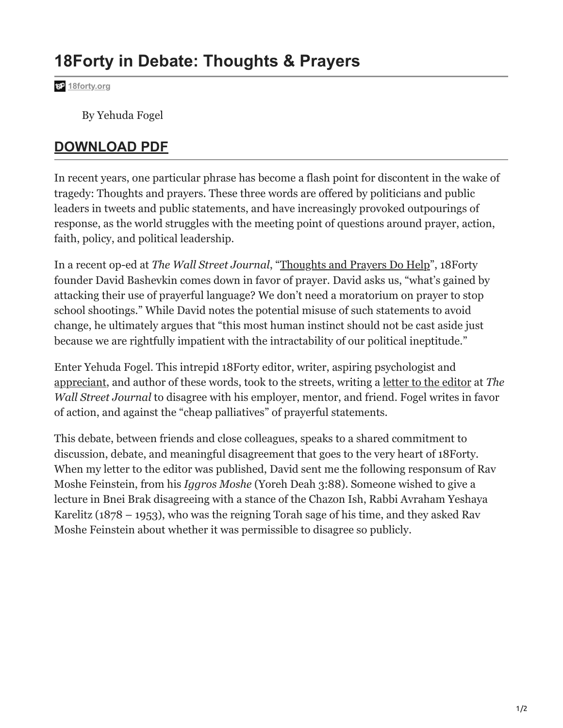# 18Forty in Debate: Thoughts & Prayers

18forty.org

By Yehuda Fogel

## DOWNLOAD PDF

In recent years, one particular phrase has become a flash point for discontent in the wake of tragedy: Thoughts and prayers. These three words are offered by politicians and public leaders in tweets and public statements, and have increasingly provoked outpourings of response, as the world struggles with the meeting point of questions around prayer, action, faith, policy, and political leadership.

In a recent op-ed at *The Wall Street Journal*, "Thoughts and Prayers Do Help", 18Forty founder David Bashevkin comes down in favor of prayer. David asks us, "what's gained by attacking their use of prayerful language? We don't need a moratorium on prayer to stop school shootings." While David notes the potential misuse of such statements to avoid change, he ultimately argues that "this most human instinct should not be cast aside just because we are rightfully impatient with the intractability of our political ineptitude."

Enter Yehuda Fogel. This intrepid 18Forty editor, writer, aspiring psychologist and appreciant, and author of these words, took to the streets, writing a letter to the editor at *The Wall Street Journal* to disagree with his employer, mentor, and friend. Fogel writes in favor of action, and against the "cheap palliatives" of prayerful statements.

This debate, between friends and close colleagues, speaks to a shared commitment to discussion, debate, and meaningful disagreement that goes to the very heart of 18Forty. When my letter to the editor was published, David sent me the following responsum of Rav Moshe Feinstein, from his *Iggros Moshe* (Yoreh Deah 3:88). Someone wished to give a lecture in Bnei Brak disagreeing with a stance of the Chazon Ish, Rabbi Avraham Yeshaya Karelitz (1878 – 1953), who was the reigning Torah sage of his time, and they asked Rav Moshe Feinstein about whether it was permissible to disagree so publicly.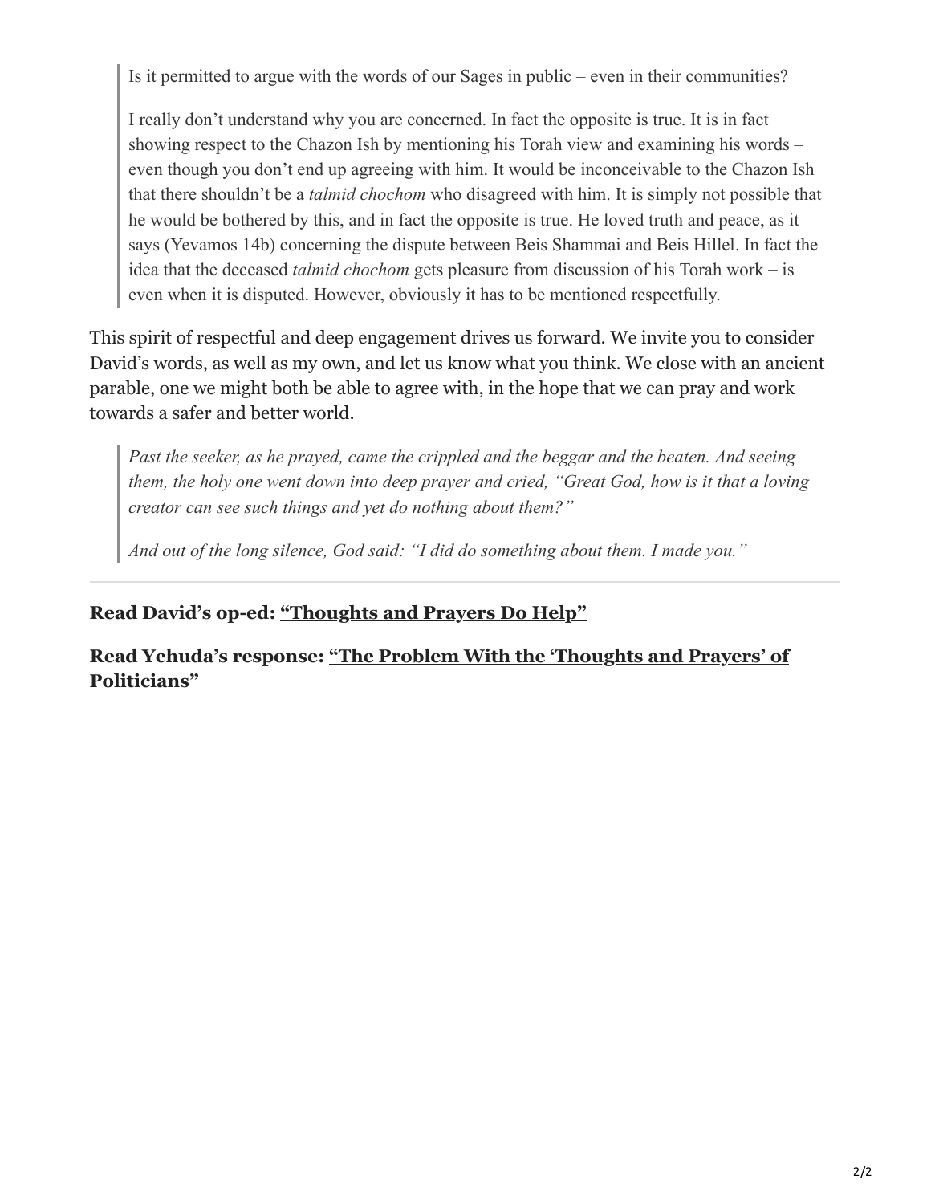> Is it permitted to argue with the words of our Sages in public – even in their communities?
>
> I really don't understand why you are concerned. In fact the opposite is true. It is in fact showing respect to the Chazon Ish by mentioning his Torah view and examining his words – even though you don't end up agreeing with him. It would be inconceivable to the Chazon Ish that there shouldn't be a *talmid chochom* who disagreed with him. It is simply not possible that he would be bothered by this, and in fact the opposite is true. He loved truth and peace, as it says (Yevamos 14b) concerning the dispute between Beis Shammai and Beis Hillel. In fact the idea that the deceased *talmid chochom* gets pleasure from discussion of his Torah work – is even when it is disputed. However, obviously it has to be mentioned respectfully.

This spirit of respectful and deep engagement drives us forward. We invite you to consider David's words, as well as my own, and let us know what you think. We close with an ancient parable, one we might both be able to agree with, in the hope that we can pray and work towards a safer and better world.

> *Past the seeker, as he prayed, came the crippled and the beggar and the beaten. And seeing them, the holy one went down into deep prayer and cried, "Great God, how is it that a loving creator can see such things and yet do nothing about them?"*
>
> *And out of the long silence, God said: "I did do something about them. I made you."*

---

**Read David's op-ed: "Thoughts and Prayers Do Help"**

**Read Yehuda's response: "The Problem With the 'Thoughts and Prayers' of Politicians"**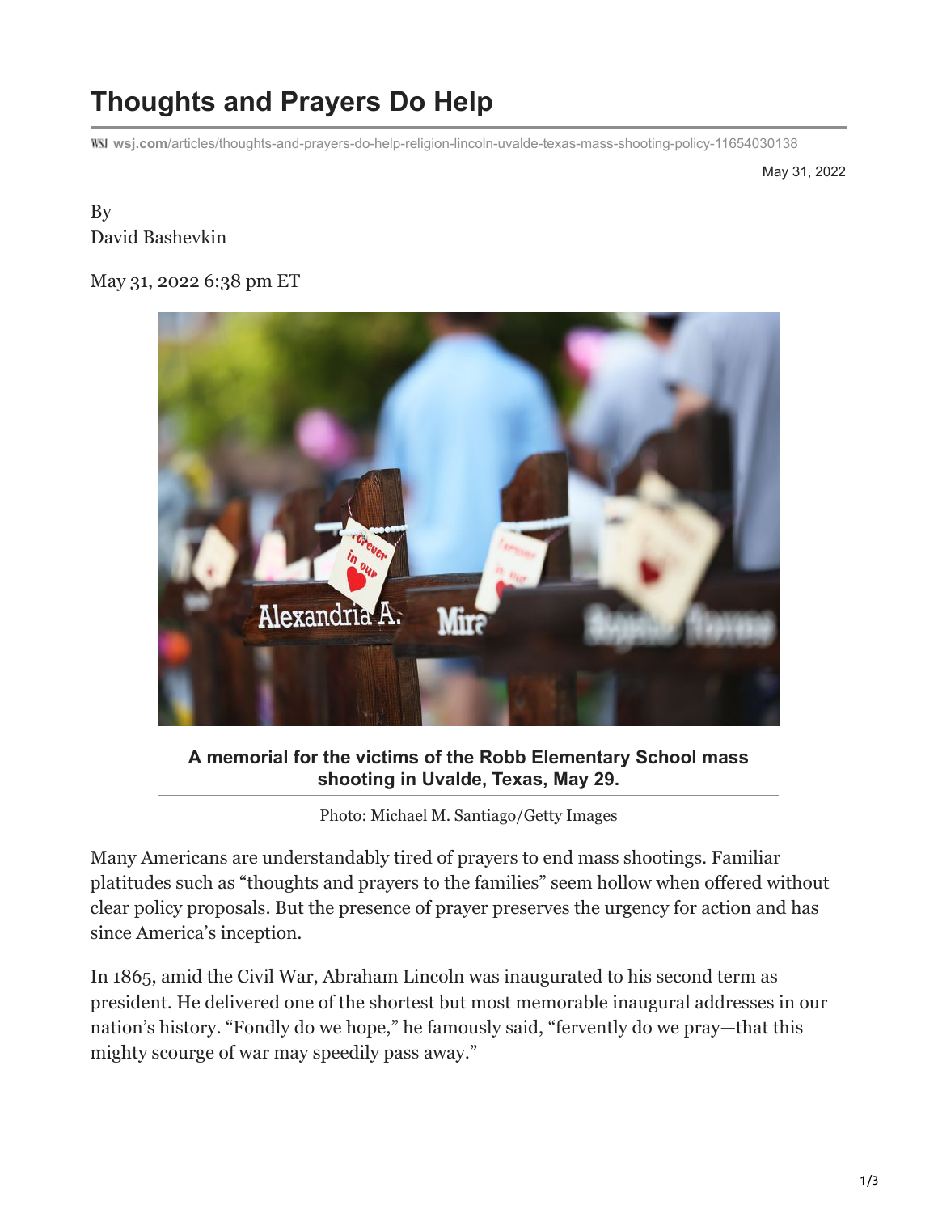# Thoughts and Prayers Do Help

wsj.com/articles/thoughts-and-prayers-do-help-religion-lincoln-uvalde-texas-mass-shooting-policy-11654030138

May 31, 2022

By
David Bashevkin

May 31, 2022 6:38 pm ET

**A memorial for the victims of the Robb Elementary School mass shooting in Uvalde, Texas, May 29.**

Photo: Michael M. Santiago/Getty Images

Many Americans are understandably tired of prayers to end mass shootings. Familiar platitudes such as "thoughts and prayers to the families" seem hollow when offered without clear policy proposals. But the presence of prayer preserves the urgency for action and has since America's inception.

In 1865, amid the Civil War, Abraham Lincoln was inaugurated to his second term as president. He delivered one of the shortest but most memorable inaugural addresses in our nation's history. "Fondly do we hope," he famously said, "fervently do we pray—that this mighty scourge of war may speedily pass away."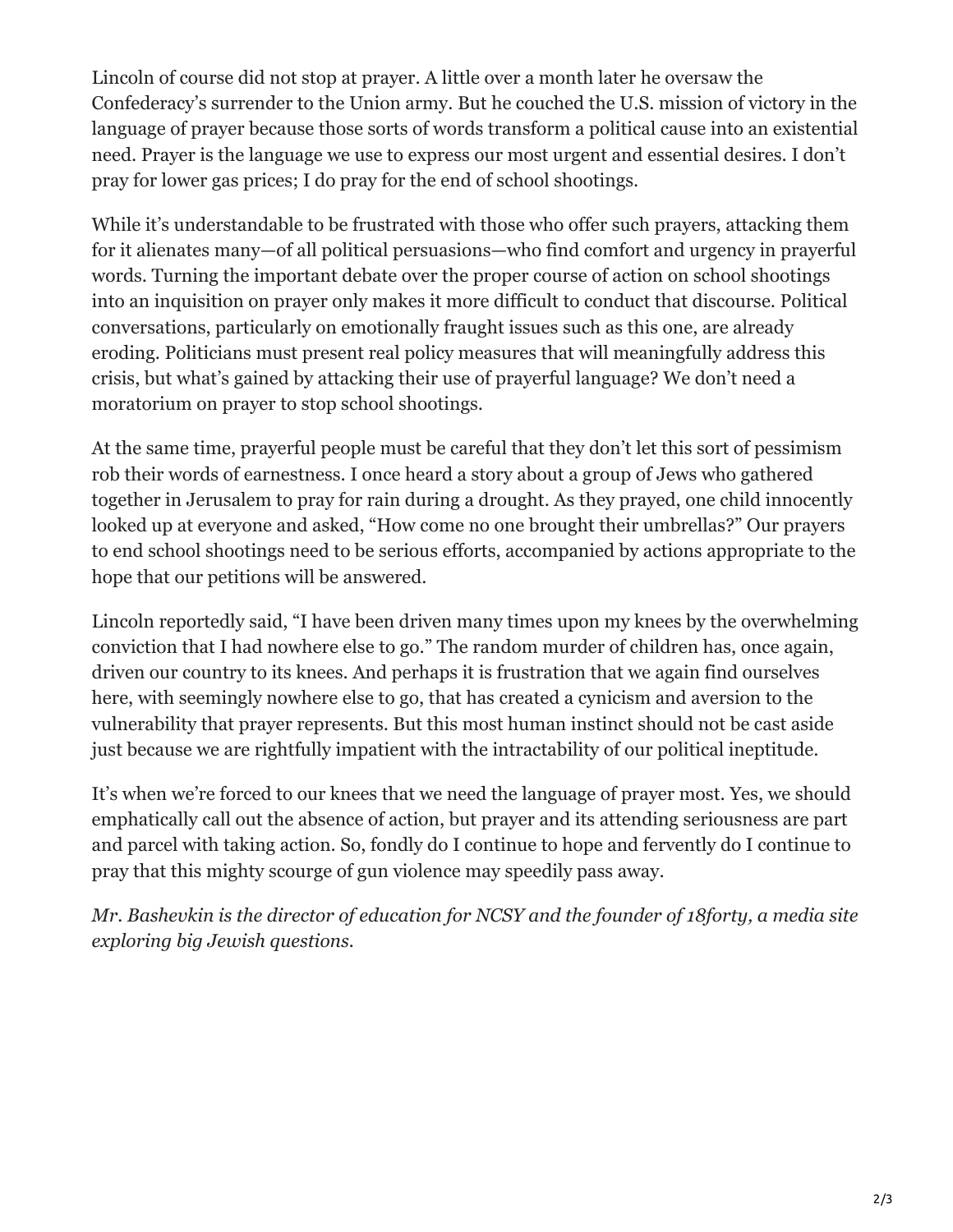Lincoln of course did not stop at prayer. A little over a month later he oversaw the Confederacy's surrender to the Union army. But he couched the U.S. mission of victory in the language of prayer because those sorts of words transform a political cause into an existential need. Prayer is the language we use to express our most urgent and essential desires. I don't pray for lower gas prices; I do pray for the end of school shootings.

While it's understandable to be frustrated with those who offer such prayers, attacking them for it alienates many—of all political persuasions—who find comfort and urgency in prayerful words. Turning the important debate over the proper course of action on school shootings into an inquisition on prayer only makes it more difficult to conduct that discourse. Political conversations, particularly on emotionally fraught issues such as this one, are already eroding. Politicians must present real policy measures that will meaningfully address this crisis, but what's gained by attacking their use of prayerful language? We don't need a moratorium on prayer to stop school shootings.

At the same time, prayerful people must be careful that they don't let this sort of pessimism rob their words of earnestness. I once heard a story about a group of Jews who gathered together in Jerusalem to pray for rain during a drought. As they prayed, one child innocently looked up at everyone and asked, "How come no one brought their umbrellas?" Our prayers to end school shootings need to be serious efforts, accompanied by actions appropriate to the hope that our petitions will be answered.

Lincoln reportedly said, "I have been driven many times upon my knees by the overwhelming conviction that I had nowhere else to go." The random murder of children has, once again, driven our country to its knees. And perhaps it is frustration that we again find ourselves here, with seemingly nowhere else to go, that has created a cynicism and aversion to the vulnerability that prayer represents. But this most human instinct should not be cast aside just because we are rightfully impatient with the intractability of our political ineptitude.

It's when we're forced to our knees that we need the language of prayer most. Yes, we should emphatically call out the absence of action, but prayer and its attending seriousness are part and parcel with taking action. So, fondly do I continue to hope and fervently do I continue to pray that this mighty scourge of gun violence may speedily pass away.

*Mr. Bashevkin is the director of education for NCSY and the founder of 18forty, a media site exploring big Jewish questions.*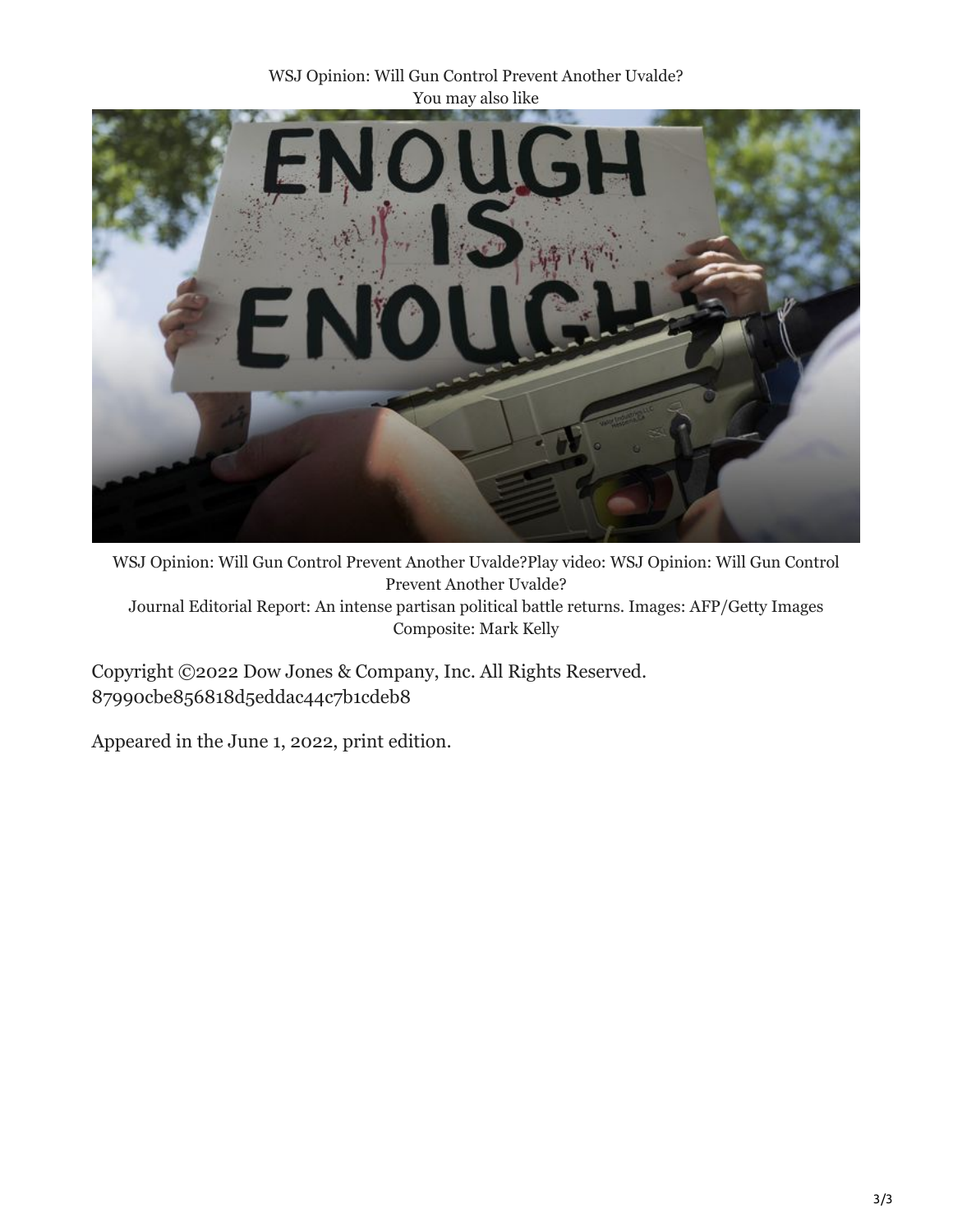WSJ Opinion: Will Gun Control Prevent Another Uvalde?
You may also like

WSJ Opinion: Will Gun Control Prevent Another Uvalde?Play video: WSJ Opinion: Will Gun Control Prevent Another Uvalde?
Journal Editorial Report: An intense partisan political battle returns. Images: AFP/Getty Images Composite: Mark Kelly

Copyright ©2022 Dow Jones & Company, Inc. All Rights Reserved. 87990cbe856818d5eddac44c7b1cdeb8

Appeared in the June 1, 2022, print edition.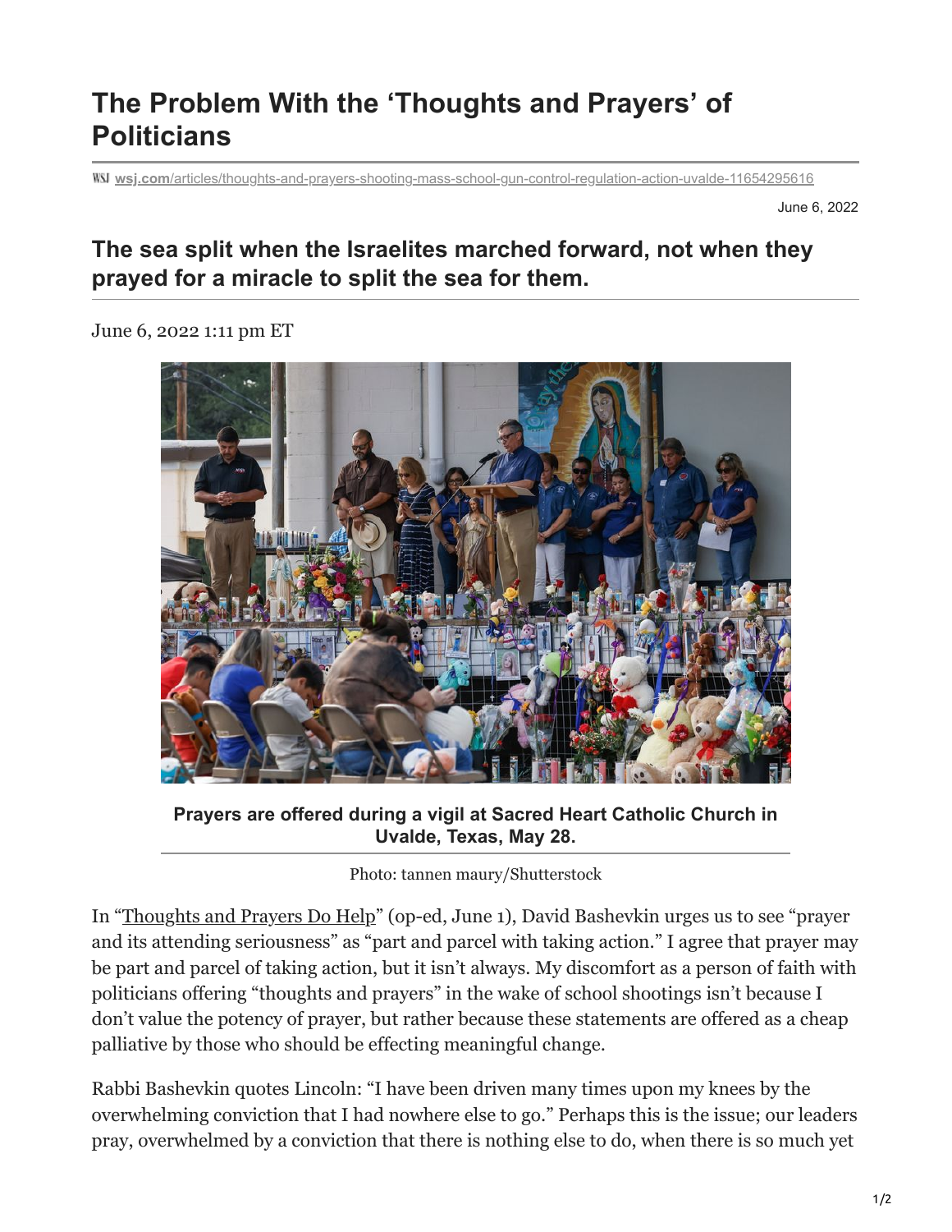# The Problem With the 'Thoughts and Prayers' of Politicians

wsj.com/articles/thoughts-and-prayers-shooting-mass-school-gun-control-regulation-action-uvalde-11654295616

June 6, 2022

## The sea split when the Israelites marched forward, not when they prayed for a miracle to split the sea for them.

June 6, 2022 1:11 pm ET

**Prayers are offered during a vigil at Sacred Heart Catholic Church in Uvalde, Texas, May 28.**

Photo: tannen maury/Shutterstock

In "Thoughts and Prayers Do Help" (op-ed, June 1), David Bashevkin urges us to see "prayer and its attending seriousness" as "part and parcel with taking action." I agree that prayer may be part and parcel of taking action, but it isn't always. My discomfort as a person of faith with politicians offering "thoughts and prayers" in the wake of school shootings isn't because I don't value the potency of prayer, but rather because these statements are offered as a cheap palliative by those who should be effecting meaningful change.

Rabbi Bashevkin quotes Lincoln: "I have been driven many times upon my knees by the overwhelming conviction that I had nowhere else to go." Perhaps this is the issue; our leaders pray, overwhelmed by a conviction that there is nothing else to do, when there is so much yet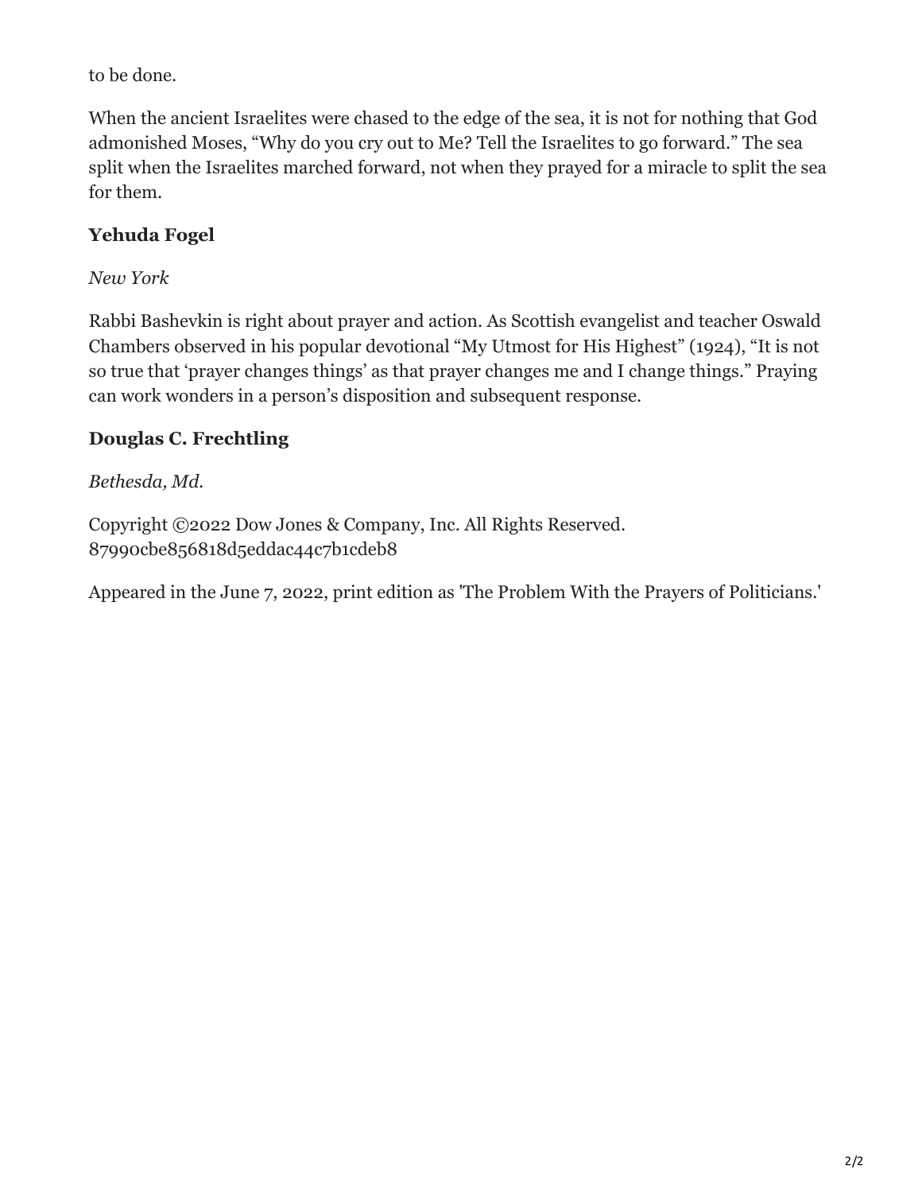to be done.

When the ancient Israelites were chased to the edge of the sea, it is not for nothing that God admonished Moses, “Why do you cry out to Me? Tell the Israelites to go forward.” The sea split when the Israelites marched forward, not when they prayed for a miracle to split the sea for them.

**Yehuda Fogel**

*New York*

Rabbi Bashevkin is right about prayer and action. As Scottish evangelist and teacher Oswald Chambers observed in his popular devotional “My Utmost for His Highest” (1924), “It is not so true that ‘prayer changes things’ as that prayer changes me and I change things.” Praying can work wonders in a person’s disposition and subsequent response.

**Douglas C. Frechtling**

*Bethesda, Md.*

Copyright ©2022 Dow Jones & Company, Inc. All Rights Reserved. 87990cbe856818d5eddac44c7b1cdeb8

Appeared in the June 7, 2022, print edition as 'The Problem With the Prayers of Politicians.'